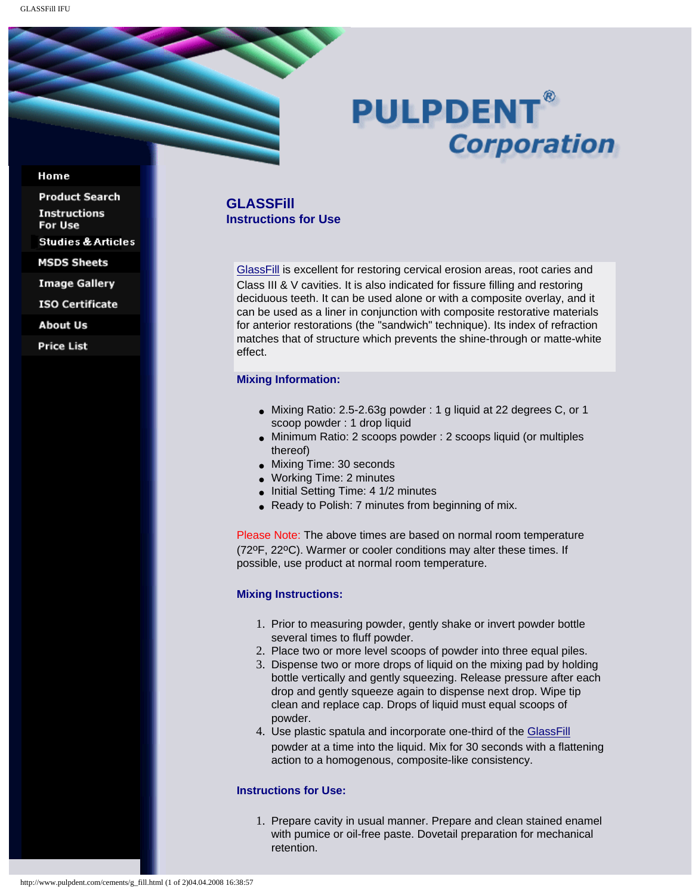PULPDENT® Corporation

- Home
- Product Search
- Instructions For Use
- Studies & Articles
- MSDS Sheets
- Image Gallery
- ISO Certificate
- About Us
- Price List

# GLASSFill

## Instructions for Use

GlassFill is excellent for restoring cervical erosion areas, root caries and Class III & V cavities. It is also indicated for fissure filling and restoring deciduous teeth. It can be used alone or with a composite overlay, and it can be used as a liner in conjunction with composite restorative materials for anterior restorations (the "sandwich" technique). Its index of refraction matches that of structure which prevents the shine-through or matte-white effect.

### Mixing Information:

- Mixing Ratio: 2.5-2.63g powder : 1 g liquid at 22 degrees C, or 1 scoop powder : 1 drop liquid
- Minimum Ratio: 2 scoops powder : 2 scoops liquid (or multiples thereof)
- Mixing Time: 30 seconds
- Working Time: 2 minutes
- Initial Setting Time: 4 1/2 minutes
- Ready to Polish: 7 minutes from beginning of mix.

Please Note: The above times are based on normal room temperature (72ºF, 22ºC). Warmer or cooler conditions may alter these times. If possible, use product at normal room temperature.

### Mixing Instructions:

1. Prior to measuring powder, gently shake or invert powder bottle several times to fluff powder.
2. Place two or more level scoops of powder into three equal piles.
3. Dispense two or more drops of liquid on the mixing pad by holding bottle vertically and gently squeezing. Release pressure after each drop and gently squeeze again to dispense next drop. Wipe tip clean and replace cap. Drops of liquid must equal scoops of powder.
4. Use plastic spatula and incorporate one-third of the GlassFill powder at a time into the liquid. Mix for 30 seconds with a flattening action to a homogenous, composite-like consistency.

### Instructions for Use:

1. Prepare cavity in usual manner. Prepare and clean stained enamel with pumice or oil-free paste. Dovetail preparation for mechanical retention.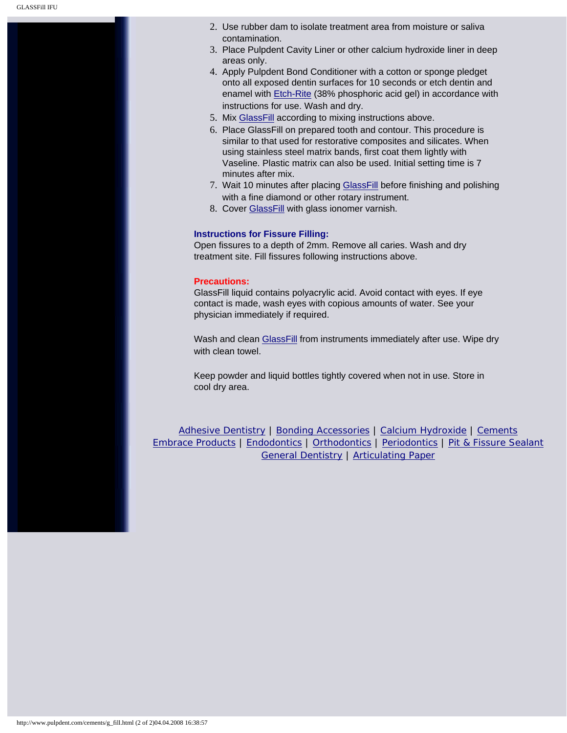2. Use rubber dam to isolate treatment area from moisture or saliva contamination.
3. Place Pulpdent Cavity Liner or other calcium hydroxide liner in deep areas only.
4. Apply Pulpdent Bond Conditioner with a cotton or sponge pledget onto all exposed dentin surfaces for 10 seconds or etch dentin and enamel with Etch-Rite (38% phosphoric acid gel) in accordance with instructions for use. Wash and dry.
5. Mix GlassFill according to mixing instructions above.
6. Place GlassFill on prepared tooth and contour. This procedure is similar to that used for restorative composites and silicates. When using stainless steel matrix bands, first coat them lightly with Vaseline. Plastic matrix can also be used. Initial setting time is 7 minutes after mix.
7. Wait 10 minutes after placing GlassFill before finishing and polishing with a fine diamond or other rotary instrument.
8. Cover GlassFill with glass ionomer varnish.

**Instructions for Fissure Filling:**

Open fissures to a depth of 2mm. Remove all caries. Wash and dry treatment site. Fill fissures following instructions above.

**Precautions:**

GlassFill liquid contains polyacrylic acid. Avoid contact with eyes. If eye contact is made, wash eyes with copious amounts of water. See your physician immediately if required.

Wash and clean GlassFill from instruments immediately after use. Wipe dry with clean towel.

Keep powder and liquid bottles tightly covered when not in use. Store in cool dry area.

Adhesive Dentistry | Bonding Accessories | Calcium Hydroxide | Cements
Embrace Products | Endodontics | Orthodontics | Periodontics | Pit & Fissure Sealant
General Dentistry | Articulating Paper